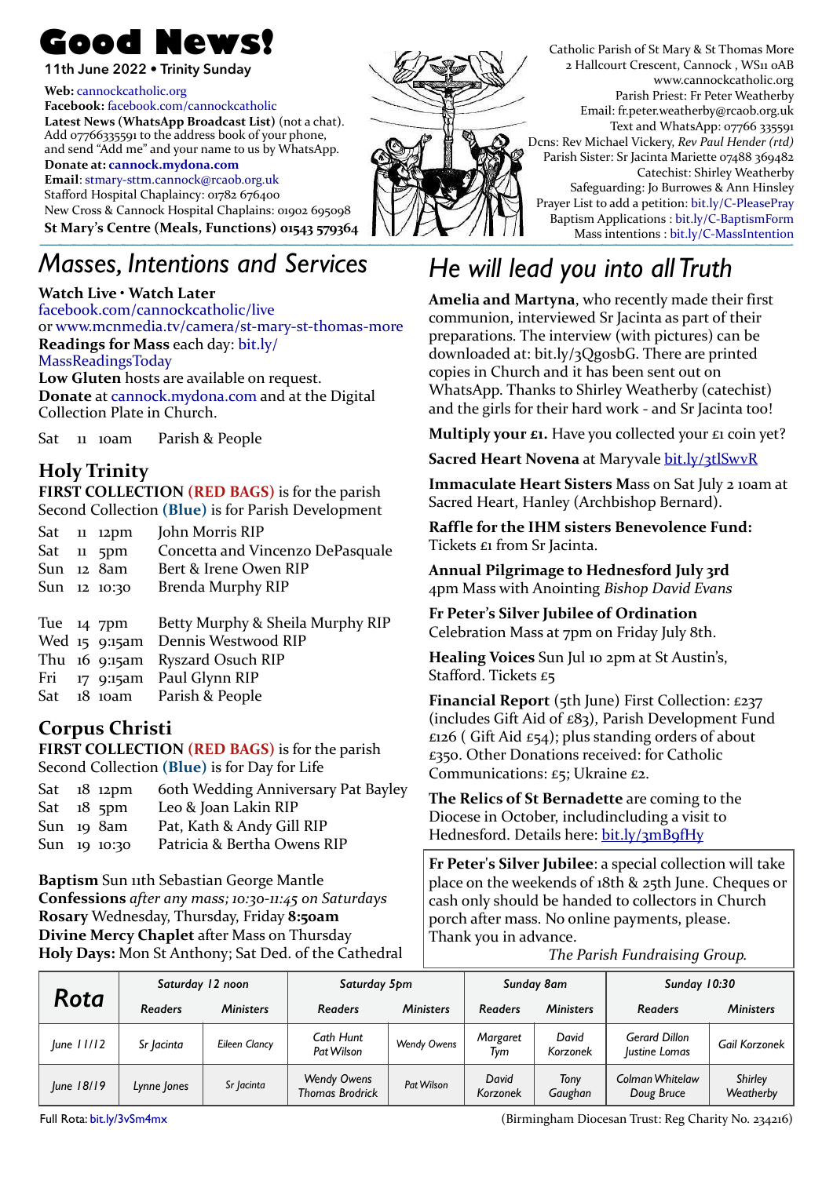# Good News!

11th June 2022 • Trinity Sunday

**Web:** cannockcatholic.org
**Facebook:** facebook.com/cannockcatholic
**Latest News (WhatsApp Broadcast List)** (not a chat). Add 07766335591 to the address book of your phone, and send "Add me" and your name to us by WhatsApp.
**Donate at: cannock.mydona.com**
**Email**: stmary-sttm.cannock@rcaob.org.uk
Stafford Hospital Chaplaincy: 01782 676400
New Cross & Cannock Hospital Chaplains: 01902 695098
**St Mary's Centre (Meals, Functions) 01543 579364**

Catholic Parish of St Mary & St Thomas More
2 Hallcourt Crescent, Cannock , WS11 0AB
www.cannockcatholic.org
Parish Priest: Fr Peter Weatherby
Email: fr.peter.weatherby@rcaob.org.uk
Text and WhatsApp: 07766 335591
Dcns: Rev Michael Vickery, *Rev Paul Hender (rtd)*
Parish Sister: Sr Jacinta Mariette 07488 369482
Catechist: Shirley Weatherby
Safeguarding: Jo Burrowes & Ann Hinsley
Prayer List to add a petition: bit.ly/C-PleasePray
Baptism Applications : bit.ly/C-BaptismForm
Mass intentions : bit.ly/C-MassIntention

## *Masses, Intentions and Services*

**Watch Live • Watch Later**
facebook.com/cannockcatholic/live
or www.mcnmedia.tv/camera/st-mary-st-thomas-more
**Readings for Mass** each day: bit.ly/MassReadingsToday
**Low Gluten** hosts are available on request.
**Donate** at cannock.mydona.com and at the Digital Collection Plate in Church.

Sat 11 10am Parish & People

### Holy Trinity

**FIRST COLLECTION (RED BAGS)** is for the parish
Second Collection **(Blue)** is for Parish Development

| | | | |
|---|---|---|---|
| Sat | 11 | 12pm | John Morris RIP |
| Sat | 11 | 5pm | Concetta and Vincenzo DePasquale |
| Sun | 12 | 8am | Bert & Irene Owen RIP |
| Sun | 12 | 10:30 | Brenda Murphy RIP |
| Tue | 14 | 7pm | Betty Murphy & Sheila Murphy RIP |
| Wed | 15 | 9:15am | Dennis Westwood RIP |
| Thu | 16 | 9:15am | Ryszard Osuch RIP |
| Fri | 17 | 9:15am | Paul Glynn RIP |
| Sat | 18 | 10am | Parish & People |

### Corpus Christi

**FIRST COLLECTION (RED BAGS)** is for the parish
Second Collection **(Blue)** is for Day for Life

| | | | |
|---|---|---|---|
| Sat | 18 | 12pm | 60th Wedding Anniversary Pat Bayley |
| Sat | 18 | 5pm | Leo & Joan Lakin RIP |
| Sun | 19 | 8am | Pat, Kath & Andy Gill RIP |
| Sun | 19 | 10:30 | Patricia & Bertha Owens RIP |

**Baptism** Sun 11th Sebastian George Mantle
**Confessions** *after any mass; 10:30-11:45 on Saturdays*
**Rosary** Wednesday, Thursday, Friday **8:50am**
**Divine Mercy Chaplet** after Mass on Thursday
**Holy Days:** Mon St Anthony; Sat Ded. of the Cathedral

## *He will lead you into all Truth*

**Amelia and Martyna**, who recently made their first communion, interviewed Sr Jacinta as part of their preparations. The interview (with pictures) can be downloaded at: bit.ly/3QgosbG. There are printed copies in Church and it has been sent out on WhatsApp. Thanks to Shirley Weatherby (catechist) and the girls for their hard work - and Sr Jacinta too!

**Multiply your £1.** Have you collected your £1 coin yet?

**Sacred Heart Novena** at Maryvale bit.ly/3tlSwvR

**Immaculate Heart Sisters M**ass on Sat July 2 10am at Sacred Heart, Hanley (Archbishop Bernard).

**Raffle for the IHM sisters Benevolence Fund:** Tickets £1 from Sr Jacinta.

**Annual Pilgrimage to Hednesford July 3rd**
4pm Mass with Anointing *Bishop David Evans*

**Fr Peter's Silver Jubilee of Ordination**
Celebration Mass at 7pm on Friday July 8th.

**Healing Voices** Sun Jul 10 2pm at St Austin's, Stafford. Tickets £5

**Financial Report** (5th June) First Collection: £237 (includes Gift Aid of £83), Parish Development Fund £126 ( Gift Aid £54); plus standing orders of about £350. Other Donations received: for Catholic Communications: £5; Ukraine £2.

**The Relics of St Bernadette** are coming to the Diocese in October, includincluding a visit to Hednesford. Details here: bit.ly/3mB9fHy

**Fr Peter's Silver Jubilee**: a special collection will take place on the weekends of 18th & 25th June. Cheques or cash only should be handed to collectors in Church porch after mass. No online payments, please.
Thank you in advance.
*The Parish Fundraising Group.*

| Rota | Saturday 12 noon | | Saturday 5pm | | Sunday 8am | | Sunday 10:30 | |
|---|---|---|---|---|---|---|---|---|
| | Readers | Ministers | Readers | Ministers | Readers | Ministers | Readers | Ministers |
| June 11/12 | Sr Jacinta | Eileen Clancy | Cath Hunt<br>Pat Wilson | Wendy Owens | Margaret Tym | David Korzonek | Gerard Dillon<br>Justine Lomas | Gail Korzonek |
| June 18/19 | Lynne Jones | Sr Jacinta | Wendy Owens<br>Thomas Brodrick | Pat Wilson | David Korzonek | Tony Gaughan | Colman Whitelaw<br>Doug Bruce | Shirley Weatherby |

Full Rota: bit.ly/3vSm4mx

(Birmingham Diocesan Trust: Reg Charity No. 234216)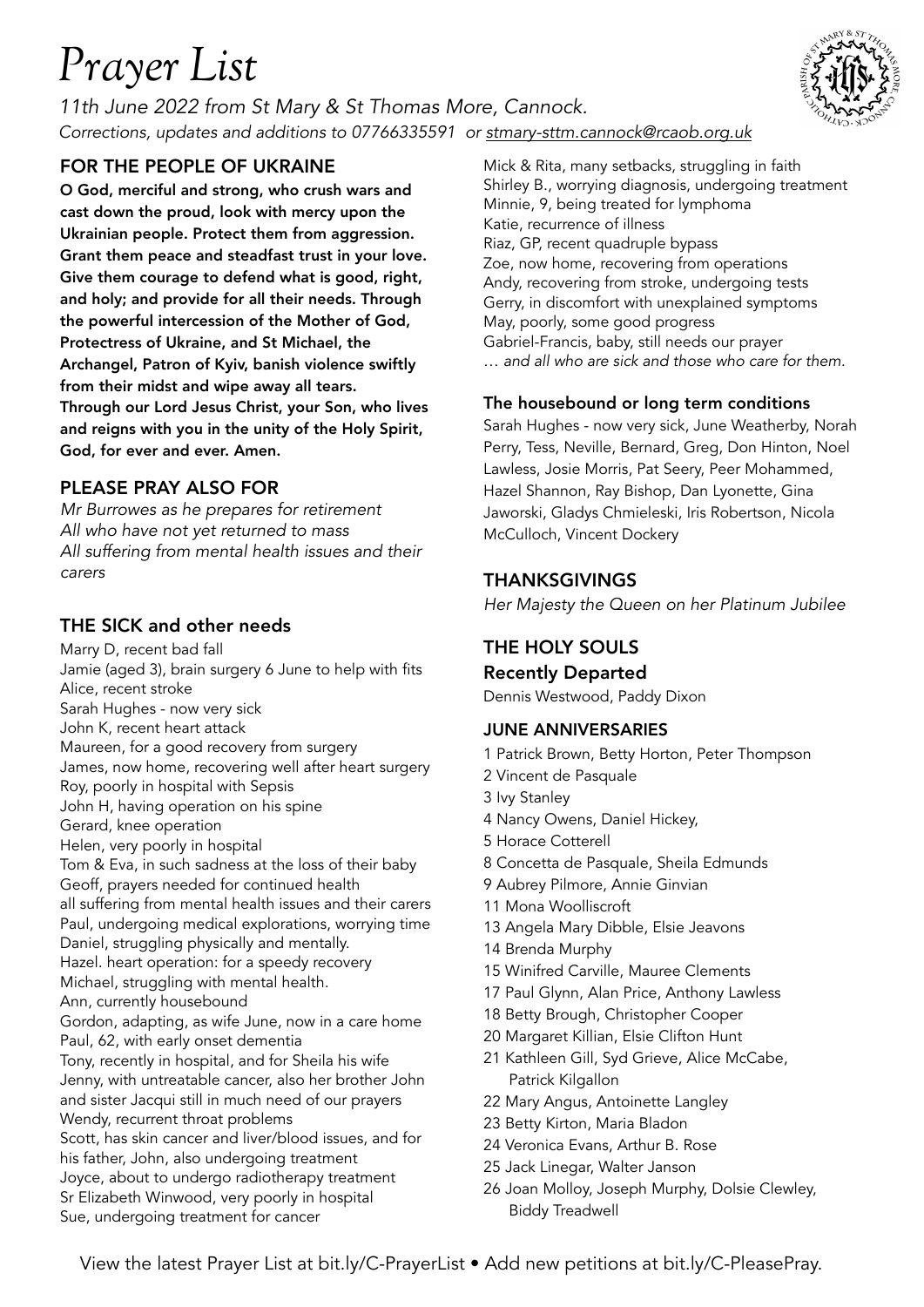# *Prayer List*

*11th June 2022 from St Mary & St Thomas More, Cannock.*
*Corrections, updates and additions to 07766335591 or stmary-sttm.cannock@rcaob.org.uk*

## FOR THE PEOPLE OF UKRAINE

**O God, merciful and strong, who crush wars and cast down the proud, look with mercy upon the Ukrainian people. Protect them from aggression. Grant them peace and steadfast trust in your love. Give them courage to defend what is good, right, and holy; and provide for all their needs. Through the powerful intercession of the Mother of God, Protectress of Ukraine, and St Michael, the Archangel, Patron of Kyiv, banish violence swiftly from their midst and wipe away all tears. Through our Lord Jesus Christ, your Son, who lives and reigns with you in the unity of the Holy Spirit, God, for ever and ever. Amen.**

## PLEASE PRAY ALSO FOR

*Mr Burrowes as he prepares for retirement*
*All who have not yet returned to mass*
*All suffering from mental health issues and their carers*

## THE SICK and other needs

Marry D, recent bad fall
Jamie (aged 3), brain surgery 6 June to help with fits
Alice, recent stroke
Sarah Hughes - now very sick
John K, recent heart attack
Maureen, for a good recovery from surgery
James, now home, recovering well after heart surgery
Roy, poorly in hospital with Sepsis
John H, having operation on his spine
Gerard, knee operation
Helen, very poorly in hospital
Tom & Eva, in such sadness at the loss of their baby
Geoff, prayers needed for continued health
all suffering from mental health issues and their carers
Paul, undergoing medical explorations, worrying time
Daniel, struggling physically and mentally.
Hazel. heart operation: for a speedy recovery
Michael, struggling with mental health.
Ann, currently housebound
Gordon, adapting, as wife June, now in a care home
Paul, 62, with early onset dementia
Tony, recently in hospital, and for Sheila his wife
Jenny, with untreatable cancer, also her brother John and sister Jacqui still in much need of our prayers
Wendy, recurrent throat problems
Scott, has skin cancer and liver/blood issues, and for his father, John, also undergoing treatment
Joyce, about to undergo radiotherapy treatment
Sr Elizabeth Winwood, very poorly in hospital
Sue, undergoing treatment for cancer
Mick & Rita, many setbacks, struggling in faith
Shirley B., worrying diagnosis, undergoing treatment
Minnie, 9, being treated for lymphoma
Katie, recurrence of illness
Riaz, GP, recent quadruple bypass
Zoe, now home, recovering from operations
Andy, recovering from stroke, undergoing tests
Gerry, in discomfort with unexplained symptoms
May, poorly, some good progress
Gabriel-Francis, baby, still needs our prayer
*… and all who are sick and those who care for them.*

### The housebound or long term conditions

Sarah Hughes - now very sick, June Weatherby, Norah Perry, Tess, Neville, Bernard, Greg, Don Hinton, Noel Lawless, Josie Morris, Pat Seery, Peer Mohammed, Hazel Shannon, Ray Bishop, Dan Lyonette, Gina Jaworski, Gladys Chmieleski, Iris Robertson, Nicola McCulloch, Vincent Dockery

## THANKSGIVINGS

*Her Majesty the Queen on her Platinum Jubilee*

## THE HOLY SOULS

### Recently Departed

Dennis Westwood, Paddy Dixon

### JUNE ANNIVERSARIES

1 Patrick Brown, Betty Horton, Peter Thompson
2 Vincent de Pasquale
3 Ivy Stanley
4 Nancy Owens, Daniel Hickey,
5 Horace Cotterell
8 Concetta de Pasquale, Sheila Edmunds
9 Aubrey Pilmore, Annie Ginvian
11 Mona Woolliscroft
13 Angela Mary Dibble, Elsie Jeavons
14 Brenda Murphy
15 Winifred Carville, Mauree Clements
17 Paul Glynn, Alan Price, Anthony Lawless
18 Betty Brough, Christopher Cooper
20 Margaret Killian, Elsie Clifton Hunt
21 Kathleen Gill, Syd Grieve, Alice McCabe, Patrick Kilgallon
22 Mary Angus, Antoinette Langley
23 Betty Kirton, Maria Bladon
24 Veronica Evans, Arthur B. Rose
25 Jack Linegar, Walter Janson
26 Joan Molloy, Joseph Murphy, Dolsie Clewley, Biddy Treadwell

View the latest Prayer List at bit.ly/C-PrayerList • Add new petitions at bit.ly/C-PleasePray.